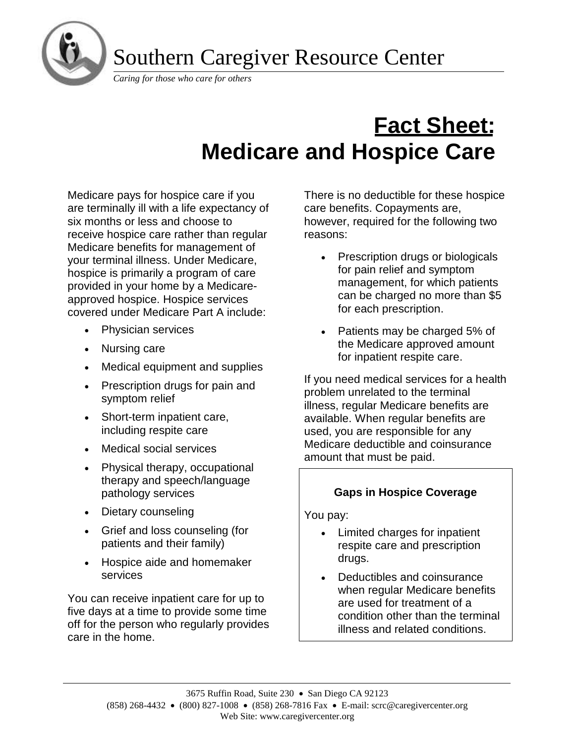Southern Caregiver Resource Center

*Caring for those who care for others*

# Fact Sheet: Medicare and Hospice Care

Medicare pays for hospice care if you are terminally ill with a life expectancy of six months or less and choose to receive hospice care rather than regular Medicare benefits for management of your terminal illness. Under Medicare, hospice is primarily a program of care provided in your home by a Medicare-approved hospice. Hospice services covered under Medicare Part A include:

- Physician services
- Nursing care
- Medical equipment and supplies
- Prescription drugs for pain and symptom relief
- Short-term inpatient care, including respite care
- Medical social services
- Physical therapy, occupational therapy and speech/language pathology services
- Dietary counseling
- Grief and loss counseling (for patients and their family)
- Hospice aide and homemaker services

You can receive inpatient care for up to five days at a time to provide some time off for the person who regularly provides care in the home.

There is no deductible for these hospice care benefits. Copayments are, however, required for the following two reasons:

- Prescription drugs or biologicals for pain relief and symptom management, for which patients can be charged no more than $5 for each prescription.
- Patients may be charged 5% of the Medicare approved amount for inpatient respite care.

If you need medical services for a health problem unrelated to the terminal illness, regular Medicare benefits are available. When regular benefits are used, you are responsible for any Medicare deductible and coinsurance amount that must be paid.

**Gaps in Hospice Coverage**

You pay:

- Limited charges for inpatient respite care and prescription drugs.
- Deductibles and coinsurance when regular Medicare benefits are used for treatment of a condition other than the terminal illness and related conditions.

3675 Ruffin Road, Suite 230 • San Diego CA 92123
(858) 268-4432 • (800) 827-1008 • (858) 268-7816 Fax • E-mail: scrc@caregivercenter.org
Web Site: www.caregivercenter.org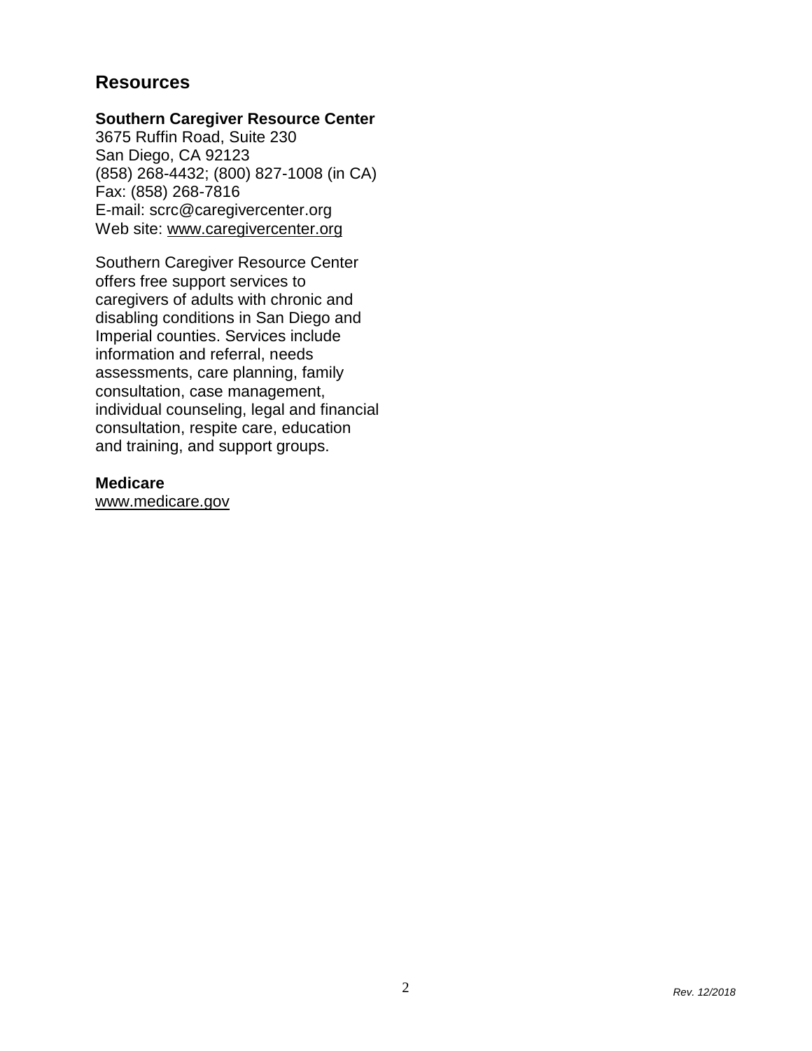## Resources

**Southern Caregiver Resource Center**
3675 Ruffin Road, Suite 230
San Diego, CA 92123
(858) 268-4432; (800) 827-1008 (in CA)
Fax: (858) 268-7816
E-mail: scrc@caregivercenter.org
Web site: www.caregivercenter.org

Southern Caregiver Resource Center offers free support services to caregivers of adults with chronic and disabling conditions in San Diego and Imperial counties. Services include information and referral, needs assessments, care planning, family consultation, case management, individual counseling, legal and financial consultation, respite care, education and training, and support groups.

**Medicare**
www.medicare.gov

*Rev. 12/2018*